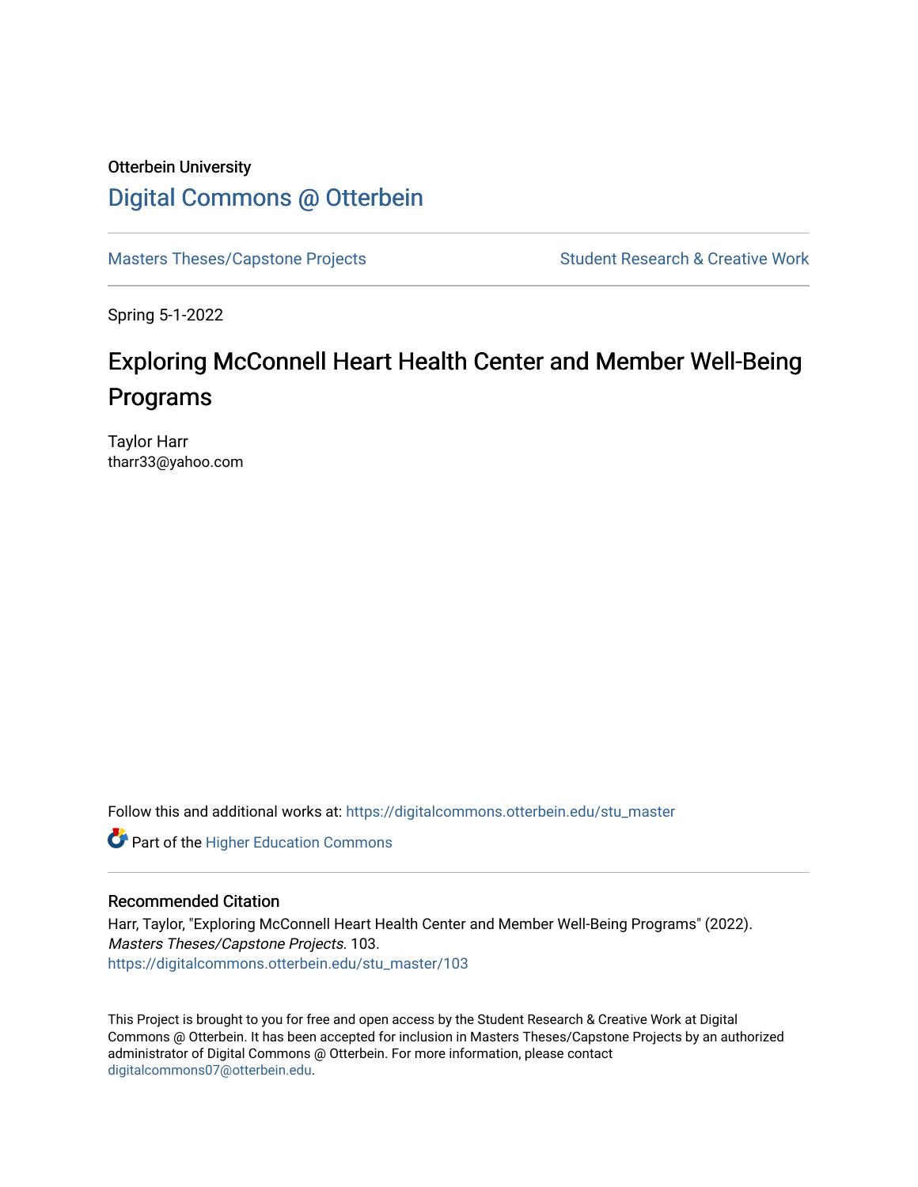Otterbein University

# Digital Commons @ Otterbein

Masters Theses/Capstone Projects | Student Research & Creative Work

Spring 5-1-2022

## Exploring McConnell Heart Health Center and Member Well-Being Programs

Taylor Harr
tharr33@yahoo.com

Follow this and additional works at: https://digitalcommons.otterbein.edu/stu_master

Part of the Higher Education Commons

### Recommended Citation

Harr, Taylor, "Exploring McConnell Heart Health Center and Member Well-Being Programs" (2022). *Masters Theses/Capstone Projects*. 103.
https://digitalcommons.otterbein.edu/stu_master/103

This Project is brought to you for free and open access by the Student Research & Creative Work at Digital Commons @ Otterbein. It has been accepted for inclusion in Masters Theses/Capstone Projects by an authorized administrator of Digital Commons @ Otterbein. For more information, please contact digitalcommons07@otterbein.edu.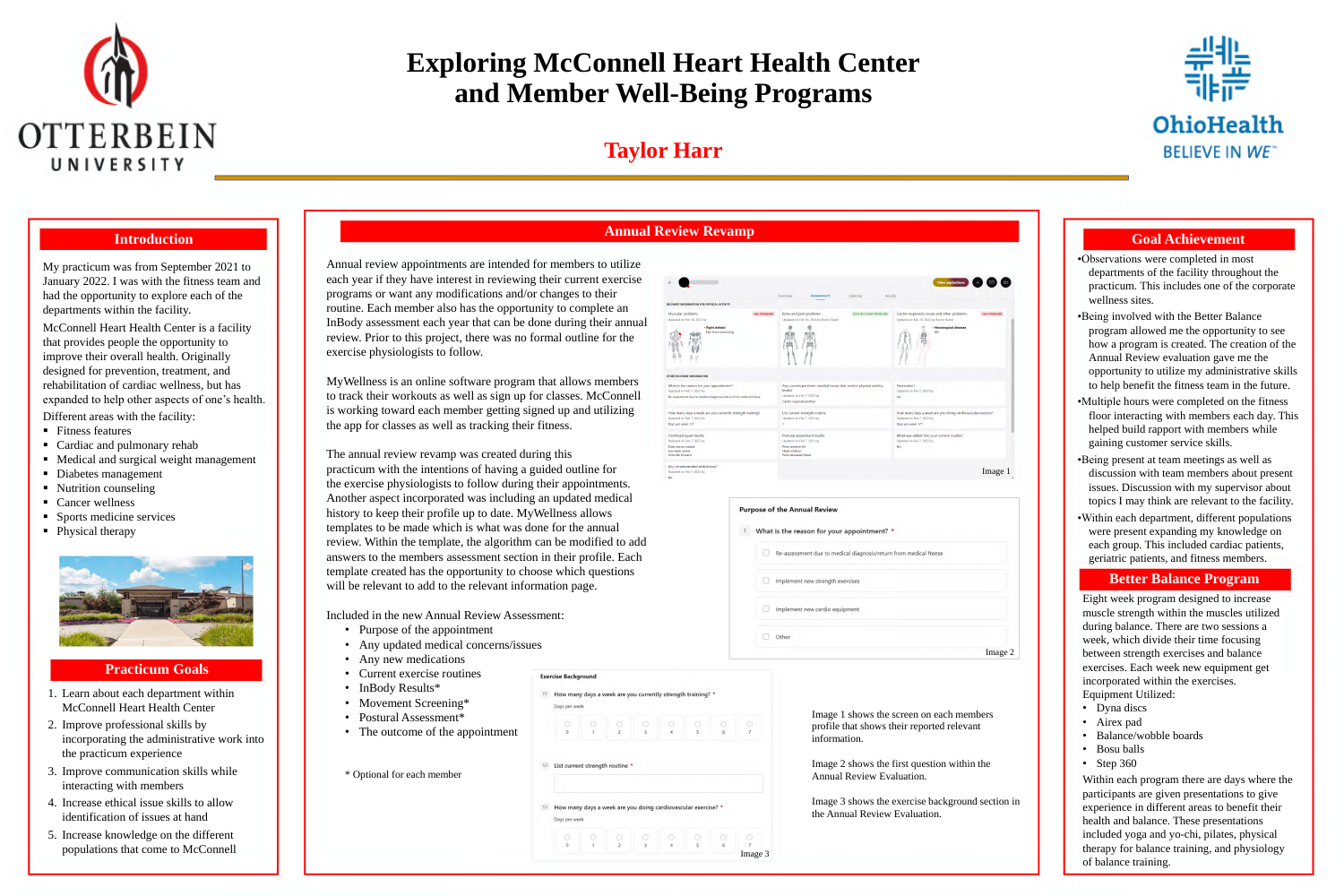# Exploring McConnell Heart Health Center and Member Well-Being Programs

**Taylor Harr**

OTTERBEIN UNIVERSITY

OhioHealth BELIEVE IN WE™

## Introduction

My practicum was from September 2021 to January 2022. I was with the fitness team and had the opportunity to explore each of the departments within the facility.

McConnell Heart Health Center is a facility that provides people the opportunity to improve their overall health. Originally designed for prevention, treatment, and rehabilitation of cardiac wellness, but has expanded to help other aspects of one's health.

Different areas with the facility:

- Fitness features
- Cardiac and pulmonary rehab
- Medical and surgical weight management
- Diabetes management
- Nutrition counseling
- Cancer wellness
- Sports medicine services
- Physical therapy

## Practicum Goals

1. Learn about each department within McConnell Heart Health Center
2. Improve professional skills by incorporating the administrative work into the practicum experience
3. Improve communication skills while interacting with members
4. Increase ethical issue skills to allow identification of issues at hand
5. Increase knowledge on the different populations that come to McConnell

## Annual Review Revamp

Annual review appointments are intended for members to utilize each year if they have interest in reviewing their current exercise programs or want any modifications and/or changes to their routine. Each member also has the opportunity to complete an InBody assessment each year that can be done during their annual review. Prior to this project, there was no formal outline for the exercise physiologists to follow.

MyWellness is an online software program that allows members to track their workouts as well as sign up for classes. McConnell is working toward each member getting signed up and utilizing the app for classes as well as tracking their fitness.

The annual review revamp was created during this practicum with the intentions of having a guided outline for the exercise physiologists to follow during their appointments. Another aspect incorporated was including an updated medical history to keep their profile up to date. MyWellness allows templates to be made which is what was done for the annual review. Within the template, the algorithm can be modified to add answers to the members assessment section in their profile. Each template created has the opportunity to choose which questions will be relevant to add to the relevant information page.

Included in the new Annual Review Assessment:

- Purpose of the appointment
- Any updated medical concerns/issues
- Any new medications
- Current exercise routines
- InBody Results*
- Movement Screening*
- Postural Assessment*
- The outcome of the appointment

\* Optional for each member

Image 1

Purpose of the Annual Review

1 What is the reason for your appointment? *

- Re-assessment due to medical diagnosis/return from medical freeze
- Implement new strength exercises
- Implement new cardio equipment
- Other

Image 2

Exercise Background

11 How many days a week are you currently strength training? *

Days per week

0 1 2 3 4 5 6 7

12 List current strength routine *

13 How many days a week are you doing cardiovascular exercise? *

Days per week

0 1 2 3 4 5 6 7

Image 3

Image 1 shows the screen on each members profile that shows their reported relevant information.

Image 2 shows the first question within the Annual Review Evaluation.

Image 3 shows the exercise background section in the Annual Review Evaluation.

## Goal Achievement

- Observations were completed in most departments of the facility throughout the practicum. This includes one of the corporate wellness sites.
- Being involved with the Better Balance program allowed me the opportunity to see how a program is created. The creation of the Annual Review evaluation gave me the opportunity to utilize my administrative skills to help benefit the fitness team in the future.
- Multiple hours were completed on the fitness floor interacting with members each day. This helped build rapport with members while gaining customer service skills.
- Being present at team meetings as well as discussion with team members about present issues. Discussion with my supervisor about topics I may think are relevant to the facility.
- Within each department, different populations were present expanding my knowledge on each group. This included cardiac patients, geriatric patients, and fitness members.

## Better Balance Program

Eight week program designed to increase muscle strength within the muscles utilized during balance. There are two sessions a week, which divide their time focusing between strength exercises and balance exercises. Each week new equipment get incorporated within the exercises.

Equipment Utilized:

- Dyna discs
- Airex pad
- Balance/wobble boards
- Bosu balls
- Step 360

Within each program there are days where the participants are given presentations to give experience in different areas to benefit their health and balance. These presentations included yoga and yo-chi, pilates, physical therapy for balance training, and physiology of balance training.